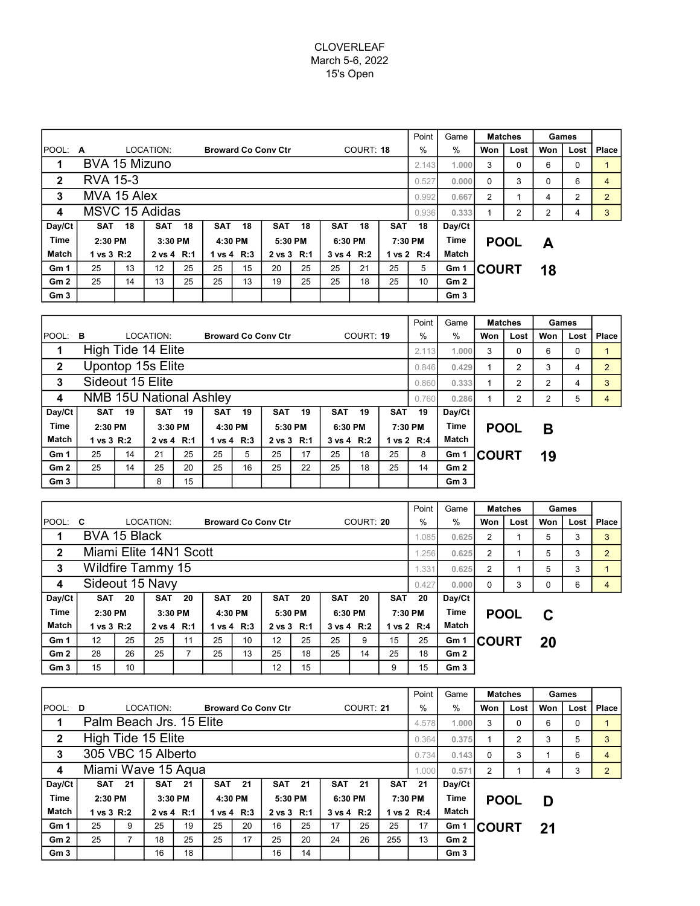CLOVERLEAF

March 5-6, 2022

15's Open

| POOL: A | LOCATION: Broward Co Conv Ctr | COURT: 18 | Point % | Game % | Matches Won | Matches Lost | Games Won | Games Lost | Place |
|---|---|---|---|---|---|---|---|---|---|
| 1 | BVA 15 Mizuno | | 2.143 | 1.000 | 3 | 0 | 6 | 0 | 1 |
| 2 | RVA 15-3 | | 0.527 | 0.000 | 0 | 3 | 0 | 6 | 4 |
| 3 | MVA 15 Alex | | 0.992 | 0.667 | 2 | 1 | 4 | 2 | 2 |
| 4 | MSVC 15 Adidas | | 0.936 | 0.333 | 1 | 2 | 2 | 4 | 3 |

| Day/Ct | SAT 18 | | SAT 18 | | SAT 18 | | SAT 18 | | SAT 18 | | SAT 18 | | Day/Ct |
|---|---|---|---|---|---|---|---|---|---|---|---|---|---|
| Time | 2:30 PM | | 3:30 PM | | 4:30 PM | | 5:30 PM | | 6:30 PM | | 7:30 PM | | Time |
| Match | 1 vs 3 R:2 | | 2 vs 4 R:1 | | 1 vs 4 R:3 | | 2 vs 3 R:1 | | 3 vs 4 R:2 | | 1 vs 2 R:4 | | Match |
| Gm 1 | 25 | 13 | 12 | 25 | 25 | 15 | 20 | 25 | 25 | 21 | 25 | 5 | Gm 1 |
| Gm 2 | 25 | 14 | 13 | 25 | 25 | 13 | 19 | 25 | 25 | 18 | 25 | 10 | Gm 2 |
| Gm 3 | | | | | | | | | | | | | Gm 3 |

**POOL A**

**COURT 18**

| POOL: B | LOCATION: Broward Co Conv Ctr | COURT: 19 | Point % | Game % | Matches Won | Matches Lost | Games Won | Games Lost | Place |
|---|---|---|---|---|---|---|---|---|---|
| 1 | High Tide 14 Elite | | 2.113 | 1.000 | 3 | 0 | 6 | 0 | 1 |
| 2 | Upontop 15s Elite | | 0.846 | 0.429 | 1 | 2 | 3 | 4 | 2 |
| 3 | Sideout 15 Elite | | 0.860 | 0.333 | 1 | 2 | 2 | 4 | 3 |
| 4 | NMB 15U National Ashley | | 0.760 | 0.286 | 1 | 2 | 2 | 5 | 4 |

| Day/Ct | SAT 19 | | SAT 19 | | SAT 19 | | SAT 19 | | SAT 19 | | SAT 19 | | Day/Ct |
|---|---|---|---|---|---|---|---|---|---|---|---|---|---|
| Time | 2:30 PM | | 3:30 PM | | 4:30 PM | | 5:30 PM | | 6:30 PM | | 7:30 PM | | Time |
| Match | 1 vs 3 R:2 | | 2 vs 4 R:1 | | 1 vs 4 R:3 | | 2 vs 3 R:1 | | 3 vs 4 R:2 | | 1 vs 2 R:4 | | Match |
| Gm 1 | 25 | 14 | 21 | 25 | 25 | 5 | 25 | 17 | 25 | 18 | 25 | 8 | Gm 1 |
| Gm 2 | 25 | 14 | 25 | 20 | 25 | 16 | 25 | 22 | 25 | 18 | 25 | 14 | Gm 2 |
| Gm 3 | | | 8 | 15 | | | | | | | | | Gm 3 |

**POOL B**

**COURT 19**

| POOL: C | LOCATION: Broward Co Conv Ctr | COURT: 20 | Point % | Game % | Matches Won | Matches Lost | Games Won | Games Lost | Place |
|---|---|---|---|---|---|---|---|---|---|
| 1 | BVA 15 Black | | 1.085 | 0.625 | 2 | 1 | 5 | 3 | 3 |
| 2 | Miami Elite 14N1 Scott | | 1.256 | 0.625 | 2 | 1 | 5 | 3 | 2 |
| 3 | Wildfire Tammy 15 | | 1.331 | 0.625 | 2 | 1 | 5 | 3 | 1 |
| 4 | Sideout 15 Navy | | 0.427 | 0.000 | 0 | 3 | 0 | 6 | 4 |

| Day/Ct | SAT 20 | | SAT 20 | | SAT 20 | | SAT 20 | | SAT 20 | | SAT 20 | | Day/Ct |
|---|---|---|---|---|---|---|---|---|---|---|---|---|---|
| Time | 2:30 PM | | 3:30 PM | | 4:30 PM | | 5:30 PM | | 6:30 PM | | 7:30 PM | | Time |
| Match | 1 vs 3 R:2 | | 2 vs 4 R:1 | | 1 vs 4 R:3 | | 2 vs 3 R:1 | | 3 vs 4 R:2 | | 1 vs 2 R:4 | | Match |
| Gm 1 | 12 | 25 | 25 | 11 | 25 | 10 | 12 | 25 | 25 | 9 | 15 | 25 | Gm 1 |
| Gm 2 | 28 | 26 | 25 | 7 | 25 | 13 | 25 | 18 | 25 | 14 | 25 | 18 | Gm 2 |
| Gm 3 | 15 | 10 | | | | | 12 | 15 | | | 9 | 15 | Gm 3 |

**POOL C**

**COURT 20**

| POOL: D | LOCATION: Broward Co Conv Ctr | COURT: 21 | Point % | Game % | Matches Won | Matches Lost | Games Won | Games Lost | Place |
|---|---|---|---|---|---|---|---|---|---|
| 1 | Palm Beach Jrs. 15 Elite | | 4.578 | 1.000 | 3 | 0 | 6 | 0 | 1 |
| 2 | High Tide 15 Elite | | 0.364 | 0.375 | 1 | 2 | 3 | 5 | 3 |
| 3 | 305 VBC 15 Alberto | | 0.734 | 0.143 | 0 | 3 | 1 | 6 | 4 |
| 4 | Miami Wave 15 Aqua | | 1.000 | 0.571 | 2 | 1 | 4 | 3 | 2 |

| Day/Ct | SAT 21 | | SAT 21 | | SAT 21 | | SAT 21 | | SAT 21 | | SAT 21 | | Day/Ct |
|---|---|---|---|---|---|---|---|---|---|---|---|---|---|
| Time | 2:30 PM | | 3:30 PM | | 4:30 PM | | 5:30 PM | | 6:30 PM | | 7:30 PM | | Time |
| Match | 1 vs 3 R:2 | | 2 vs 4 R:1 | | 1 vs 4 R:3 | | 2 vs 3 R:1 | | 3 vs 4 R:2 | | 1 vs 2 R:4 | | Match |
| Gm 1 | 25 | 9 | 25 | 19 | 25 | 20 | 16 | 25 | 17 | 25 | 25 | 17 | Gm 1 |
| Gm 2 | 25 | 7 | 18 | 25 | 25 | 17 | 25 | 20 | 24 | 26 | 255 | 13 | Gm 2 |
| Gm 3 | | | 16 | 18 | | | 16 | 14 | | | | | Gm 3 |

**POOL D**

**COURT 21**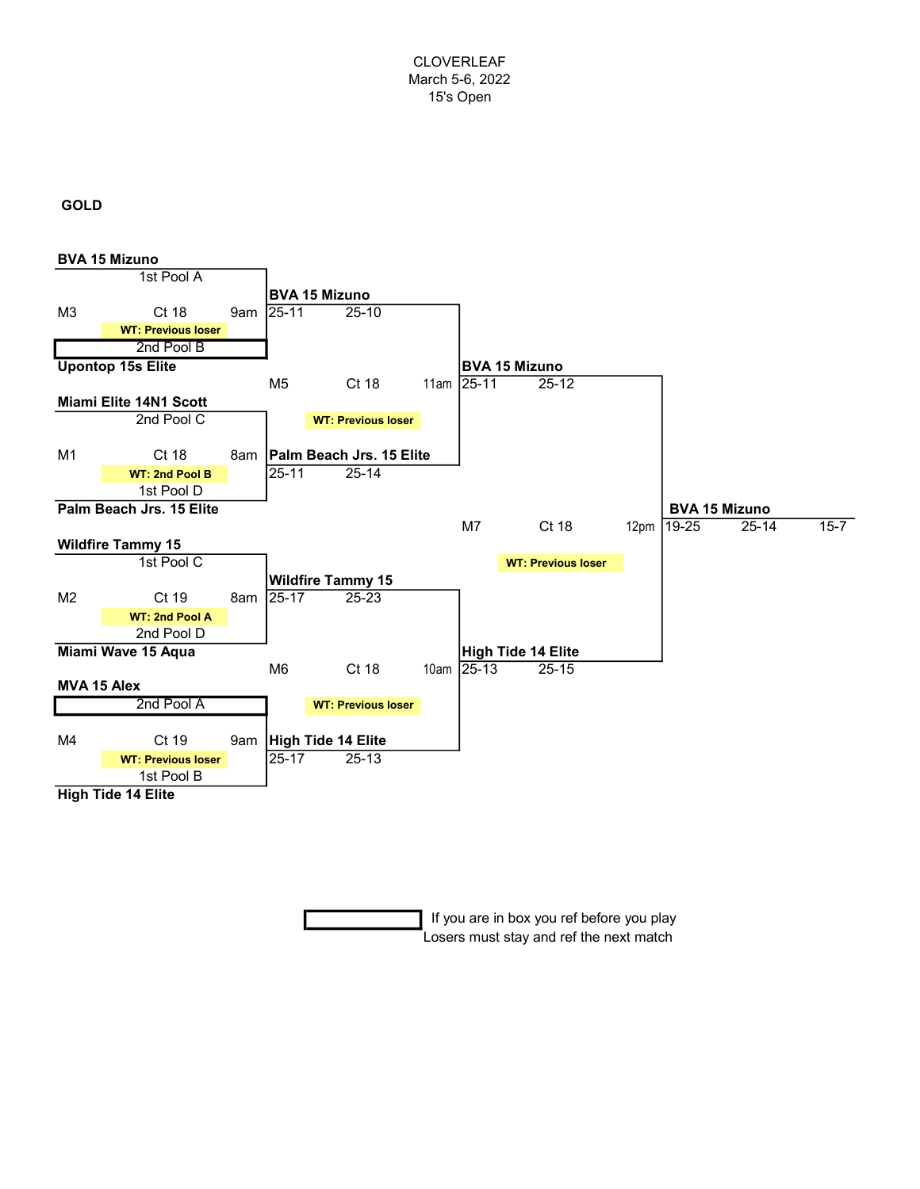CLOVERLEAF
March 5-6, 2022
15's Open

**GOLD**

### Round 1

| Match | Court | Time | Team 1 | Team 2 | Work Team |
|---|---|---|---|---|---|
| M1 | Ct 18 | 8am | **Miami Elite 14N1 Scott** (2nd Pool C) | **Palm Beach Jrs. 15 Elite** (1st Pool D) | WT: 2nd Pool B |
| M2 | Ct 19 | 8am | **Wildfire Tammy 15** (1st Pool C) | **Miami Wave 15 Aqua** (2nd Pool D) | WT: 2nd Pool A |
| M3 | Ct 18 | 9am | **BVA 15 Mizuno** (1st Pool A) | **Upontop 15s Elite** (2nd Pool B) | WT: Previous loser |
| M4 | Ct 19 | 9am | **MVA 15 Alex** (2nd Pool A) | **High Tide 14 Elite** (1st Pool B) | WT: Previous loser |

### Round 1 Winners

| Match | Winner | Set 1 | Set 2 |
|---|---|---|---|
| M3 | **BVA 15 Mizuno** | 25-11 | 25-10 |
| M1 | **Palm Beach Jrs. 15 Elite** | 25-11 | 25-14 |
| M2 | **Wildfire Tammy 15** | 25-17 | 25-23 |
| M4 | **High Tide 14 Elite** | 25-17 | 25-13 |

### Semifinals

| Match | Court | Time | Teams | Work Team | Winner | Set 1 | Set 2 |
|---|---|---|---|---|---|---|---|
| M5 | Ct 18 | 11am | BVA 15 Mizuno vs. Palm Beach Jrs. 15 Elite | WT: Previous loser | **BVA 15 Mizuno** | 25-11 | 25-12 |
| M6 | Ct 18 | 10am | Wildfire Tammy 15 vs. High Tide 14 Elite | WT: Previous loser | **High Tide 14 Elite** | 25-13 | 25-15 |

### Final

| Match | Court | Time | Teams | Work Team | Winner | Set 1 | Set 2 | Set 3 |
|---|---|---|---|---|---|---|---|---|
| M7 | Ct 18 | 12pm | BVA 15 Mizuno vs. High Tide 14 Elite | WT: Previous loser | **BVA 15 Mizuno** | 19-25 | 25-14 | 15-7 |

Boxed teams (2nd Pool B, 2nd Pool A): If you are in box you ref before you play
Losers must stay and ref the next match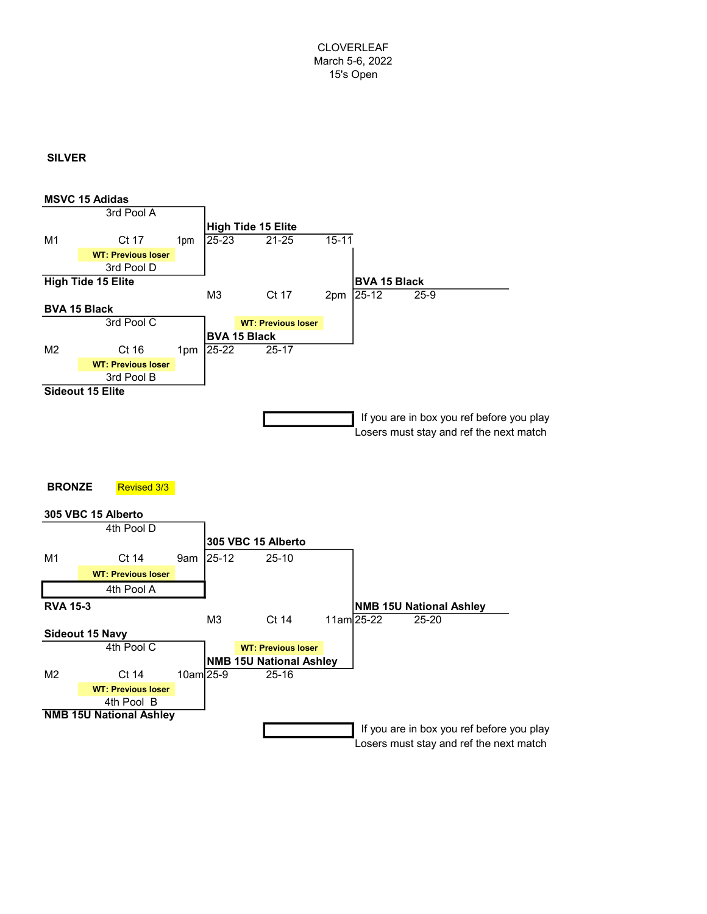CLOVERLEAF
March 5-6, 2022
15's Open

## SILVER

**MSVC 15 Adidas**
3rd Pool A

M1 Ct 17 1pm
**WT: Previous loser**
3rd Pool D
**High Tide 15 Elite**

**High Tide 15 Elite**
25-23 21-25 15-11

M3 Ct 17 2pm
**WT: Previous loser**

**BVA 15 Black**
3rd Pool C

M2 Ct 16 1pm
**WT: Previous loser**
3rd Pool B
**Sideout 15 Elite**

**BVA 15 Black**
25-22 25-17

**BVA 15 Black**
25-12 25-9

If you are in box you ref before you play
Losers must stay and ref the next match

## BRONZE

Revised 3/3

**305 VBC 15 Alberto**
4th Pool D

M1 Ct 14 9am
**WT: Previous loser**
4th Pool A
**RVA 15-3**

**305 VBC 15 Alberto**
25-12 25-10

M3 Ct 14 11am
**WT: Previous loser**

**Sideout 15 Navy**
4th Pool C

M2 Ct 14 10am
**WT: Previous loser**
4th Pool B
**NMB 15U National Ashley**

**NMB 15U National Ashley**
25-9 25-16

**NMB 15U National Ashley**
25-22 25-20

If you are in box you ref before you play
Losers must stay and ref the next match